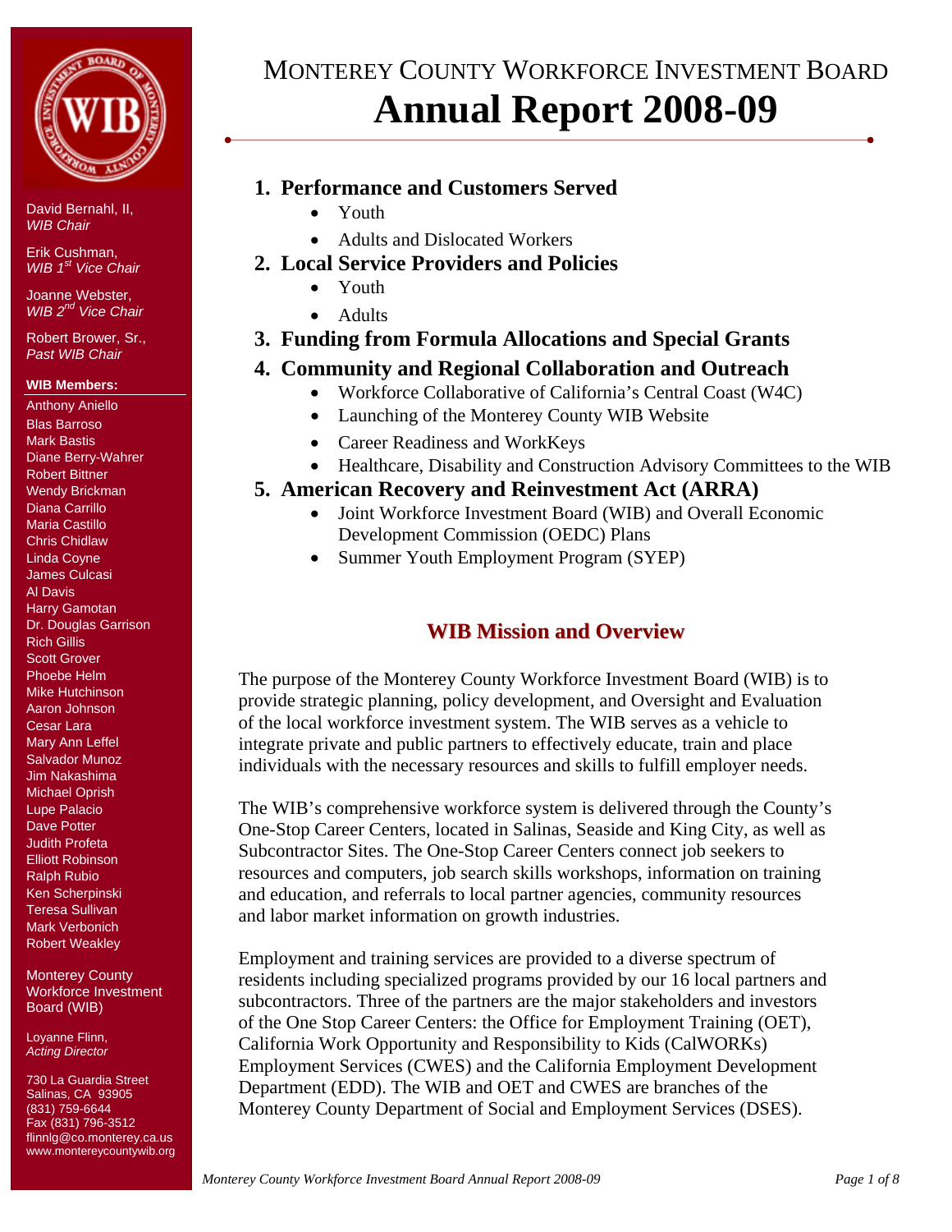# MONTEREY COUNTY WORKFORCE INVESTMENT BOARD

# Annual Report 2008-09

David Bernahl, II, *WIB Chair*

Erik Cushman, *WIB 1st Vice Chair*

Joanne Webster, *WIB 2nd Vice Chair*

Robert Brower, Sr., *Past WIB Chair*

**WIB Members:**

Anthony Aniello
Blas Barroso
Mark Bastis
Diane Berry-Wahrer
Robert Bittner
Wendy Brickman
Diana Carrillo
Maria Castillo
Chris Chidlaw
Linda Coyne
James Culcasi
Al Davis
Harry Gamotan
Dr. Douglas Garrison
Rich Gillis
Scott Grover
Phoebe Helm
Mike Hutchinson
Aaron Johnson
Cesar Lara
Mary Ann Leffel
Salvador Munoz
Jim Nakashima
Michael Oprish
Lupe Palacio
Dave Potter
Judith Profeta
Elliott Robinson
Ralph Rubio
Ken Scherpinski
Teresa Sullivan
Mark Verbonich
Robert Weakley

Monterey County Workforce Investment Board (WIB)

Loyanne Flinn, *Acting Director*

730 La Guardia Street
Salinas, CA 93905
(831) 759-6644
Fax (831) 796-3512
flinnlg@co.monterey.ca.us
www.montereycountywib.org

1. **Performance and Customers Served**
   - Youth
   - Adults and Dislocated Workers
2. **Local Service Providers and Policies**
   - Youth
   - Adults
3. **Funding from Formula Allocations and Special Grants**
4. **Community and Regional Collaboration and Outreach**
   - Workforce Collaborative of California's Central Coast (W4C)
   - Launching of the Monterey County WIB Website
   - Career Readiness and WorkKeys
   - Healthcare, Disability and Construction Advisory Committees to the WIB
5. **American Recovery and Reinvestment Act (ARRA)**
   - Joint Workforce Investment Board (WIB) and Overall Economic Development Commission (OEDC) Plans
   - Summer Youth Employment Program (SYEP)

## WIB Mission and Overview

The purpose of the Monterey County Workforce Investment Board (WIB) is to provide strategic planning, policy development, and Oversight and Evaluation of the local workforce investment system. The WIB serves as a vehicle to integrate private and public partners to effectively educate, train and place individuals with the necessary resources and skills to fulfill employer needs.

The WIB's comprehensive workforce system is delivered through the County's One-Stop Career Centers, located in Salinas, Seaside and King City, as well as Subcontractor Sites. The One-Stop Career Centers connect job seekers to resources and computers, job search skills workshops, information on training and education, and referrals to local partner agencies, community resources and labor market information on growth industries.

Employment and training services are provided to a diverse spectrum of residents including specialized programs provided by our 16 local partners and subcontractors. Three of the partners are the major stakeholders and investors of the One Stop Career Centers: the Office for Employment Training (OET), California Work Opportunity and Responsibility to Kids (CalWORKs) Employment Services (CWES) and the California Employment Development Department (EDD). The WIB and OET and CWES are branches of the Monterey County Department of Social and Employment Services (DSES).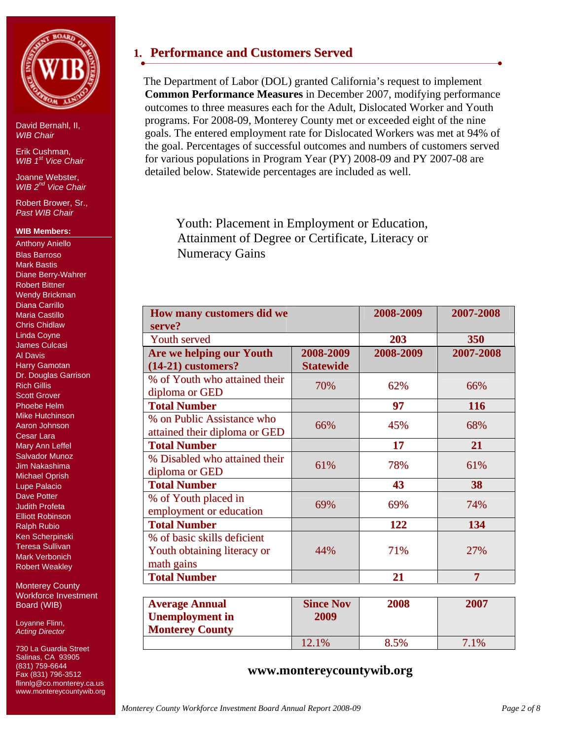David Bernahl, II,
*WIB Chair*

Erik Cushman,
*WIB 1st Vice Chair*

Joanne Webster,
*WIB 2nd Vice Chair*

Robert Brower, Sr.,
*Past WIB Chair*

**WIB Members:**

Anthony Aniello
Blas Barroso
Mark Bastis
Diane Berry-Wahrer
Robert Bittner
Wendy Brickman
Diana Carrillo
Maria Castillo
Chris Chidlaw
Linda Coyne
James Culcasi
Al Davis
Harry Gamotan
Dr. Douglas Garrison
Rich Gillis
Scott Grover
Phoebe Helm
Mike Hutchinson
Aaron Johnson
Cesar Lara
Mary Ann Leffel
Salvador Munoz
Jim Nakashima
Michael Oprish
Lupe Palacio
Dave Potter
Judith Profeta
Elliott Robinson
Ralph Rubio
Ken Scherpinski
Teresa Sullivan
Mark Verbonich
Robert Weakley

Monterey County Workforce Investment Board (WIB)

Loyanne Flinn,
*Acting Director*

730 La Guardia Street
Salinas, CA 93905
(831) 759-6644
Fax (831) 796-3512
flinnlg@co.monterey.ca.us
www.montereycountywib.org

## 1. Performance and Customers Served

The Department of Labor (DOL) granted California's request to implement **Common Performance Measures** in December 2007, modifying performance outcomes to three measures each for the Adult, Dislocated Worker and Youth programs. For 2008-09, Monterey County met or exceeded eight of the nine goals. The entered employment rate for Dislocated Workers was met at 94% of the goal. Percentages of successful outcomes and numbers of customers served for various populations in Program Year (PY) 2008-09 and PY 2007-08 are detailed below. Statewide percentages are included as well.

### Youth: Placement in Employment or Education, Attainment of Degree or Certificate, Literacy or Numeracy Gains

| How many customers did we serve? | | 2008-2009 | 2007-2008 |
|---|---|---|---|
| Youth served | | **203** | **350** |
| **Are we helping our Youth (14-21) customers?** | **2008-2009 Statewide** | **2008-2009** | **2007-2008** |
| % of Youth who attained their diploma or GED | 70% | 62% | 66% |
| **Total Number** | | **97** | **116** |
| % on Public Assistance who attained their diploma or GED | 66% | 45% | 68% |
| **Total Number** | | **17** | **21** |
| % Disabled who attained their diploma or GED | 61% | 78% | 61% |
| **Total Number** | | **43** | **38** |
| % of Youth placed in employment or education | 69% | 69% | 74% |
| **Total Number** | | **122** | **134** |
| % of basic skills deficient Youth obtaining literacy or math gains | 44% | 71% | 27% |
| **Total Number** | | **21** | **7** |

| **Average Annual Unemployment in Monterey County** | **Since Nov 2009** | **2008** | **2007** |
|---|---|---|---|
| | 12.1% | 8.5% | 7.1% |

**www.montereycountywib.org**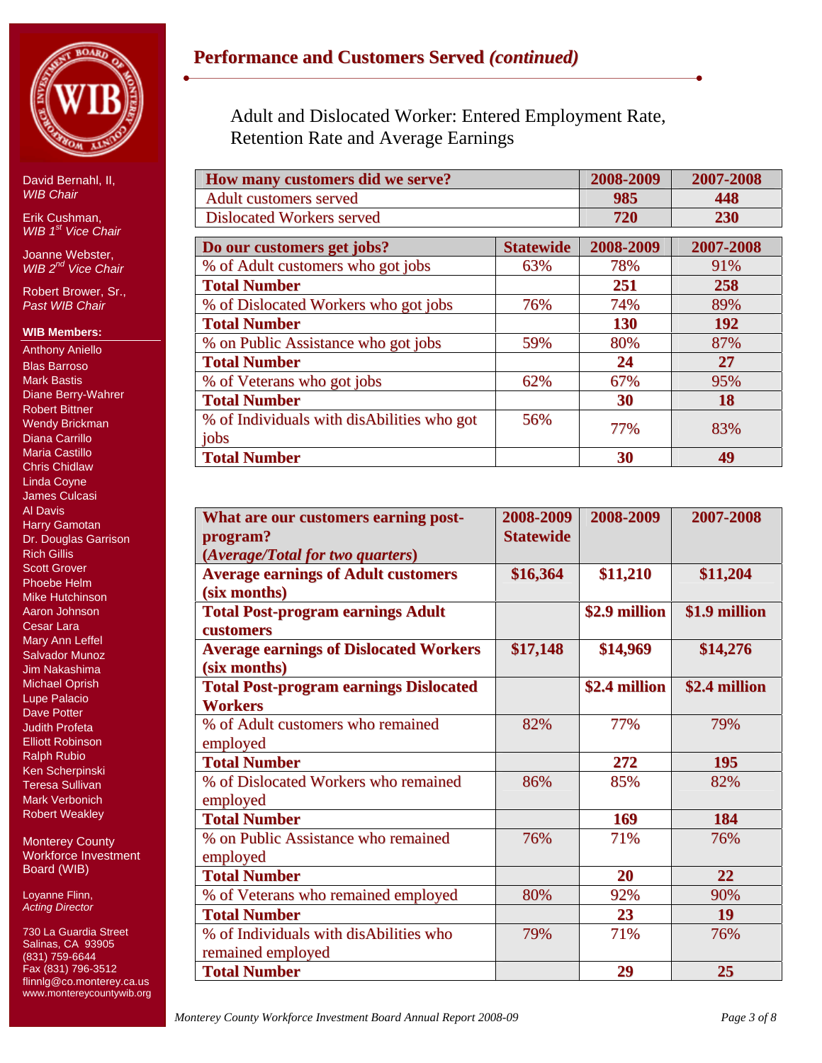David Bernahl, II,
*WIB Chair*

Erik Cushman,
*WIB 1st Vice Chair*

Joanne Webster,
*WIB 2nd Vice Chair*

Robert Brower, Sr.,
*Past WIB Chair*

**WIB Members:**

Anthony Aniello
Blas Barroso
Mark Bastis
Diane Berry-Wahrer
Robert Bittner
Wendy Brickman
Diana Carrillo
Maria Castillo
Chris Chidlaw
Linda Coyne
James Culcasi
Al Davis
Harry Gamotan
Dr. Douglas Garrison
Rich Gillis
Scott Grover
Phoebe Helm
Mike Hutchinson
Aaron Johnson
Cesar Lara
Mary Ann Leffel
Salvador Munoz
Jim Nakashima
Michael Oprish
Lupe Palacio
Dave Potter
Judith Profeta
Elliott Robinson
Ralph Rubio
Ken Scherpinski
Teresa Sullivan
Mark Verbonich
Robert Weakley

Monterey County Workforce Investment Board (WIB)

Loyanne Flinn,
*Acting Director*

730 La Guardia Street
Salinas, CA 93905
(831) 759-6644
Fax (831) 796-3512
flinnlg@co.monterey.ca.us
www.montereycountywib.org

## Performance and Customers Served *(continued)*

### Adult and Dislocated Worker: Entered Employment Rate, Retention Rate and Average Earnings

| How many customers did we serve? | 2008-2009 | 2007-2008 |
|---|---|---|
| Adult customers served | **985** | **448** |
| Dislocated Workers served | **720** | **230** |

| Do our customers get jobs? | Statewide | 2008-2009 | 2007-2008 |
|---|---|---|---|
| % of Adult customers who got jobs | 63% | 78% | 91% |
| **Total Number** | | **251** | **258** |
| % of Dislocated Workers who got jobs | 76% | 74% | 89% |
| **Total Number** | | **130** | **192** |
| % on Public Assistance who got jobs | 59% | 80% | 87% |
| **Total Number** | | **24** | **27** |
| % of Veterans who got jobs | 62% | 67% | 95% |
| **Total Number** | | **30** | **18** |
| % of Individuals with disAbilities who got jobs | 56% | 77% | 83% |
| **Total Number** | | **30** | **49** |

| What are our customers earning post-program? (*Average/Total for two quarters*) | 2008-2009 Statewide | 2008-2009 | 2007-2008 |
|---|---|---|---|
| **Average earnings of Adult customers (six months)** | **$16,364** | **$11,210** | **$11,204** |
| **Total Post-program earnings Adult customers** | | **$2.9 million** | **$1.9 million** |
| **Average earnings of Dislocated Workers (six months)** | **$17,148** | **$14,969** | **$14,276** |
| **Total Post-program earnings Dislocated Workers** | | **$2.4 million** | **$2.4 million** |
| % of Adult customers who remained employed | 82% | 77% | 79% |
| **Total Number** | | **272** | **195** |
| % of Dislocated Workers who remained employed | 86% | 85% | 82% |
| **Total Number** | | **169** | **184** |
| % on Public Assistance who remained employed | 76% | 71% | 76% |
| **Total Number** | | **20** | **22** |
| % of Veterans who remained employed | 80% | 92% | 90% |
| **Total Number** | | **23** | **19** |
| % of Individuals with disAbilities who remained employed | 79% | 71% | 76% |
| **Total Number** | | **29** | **25** |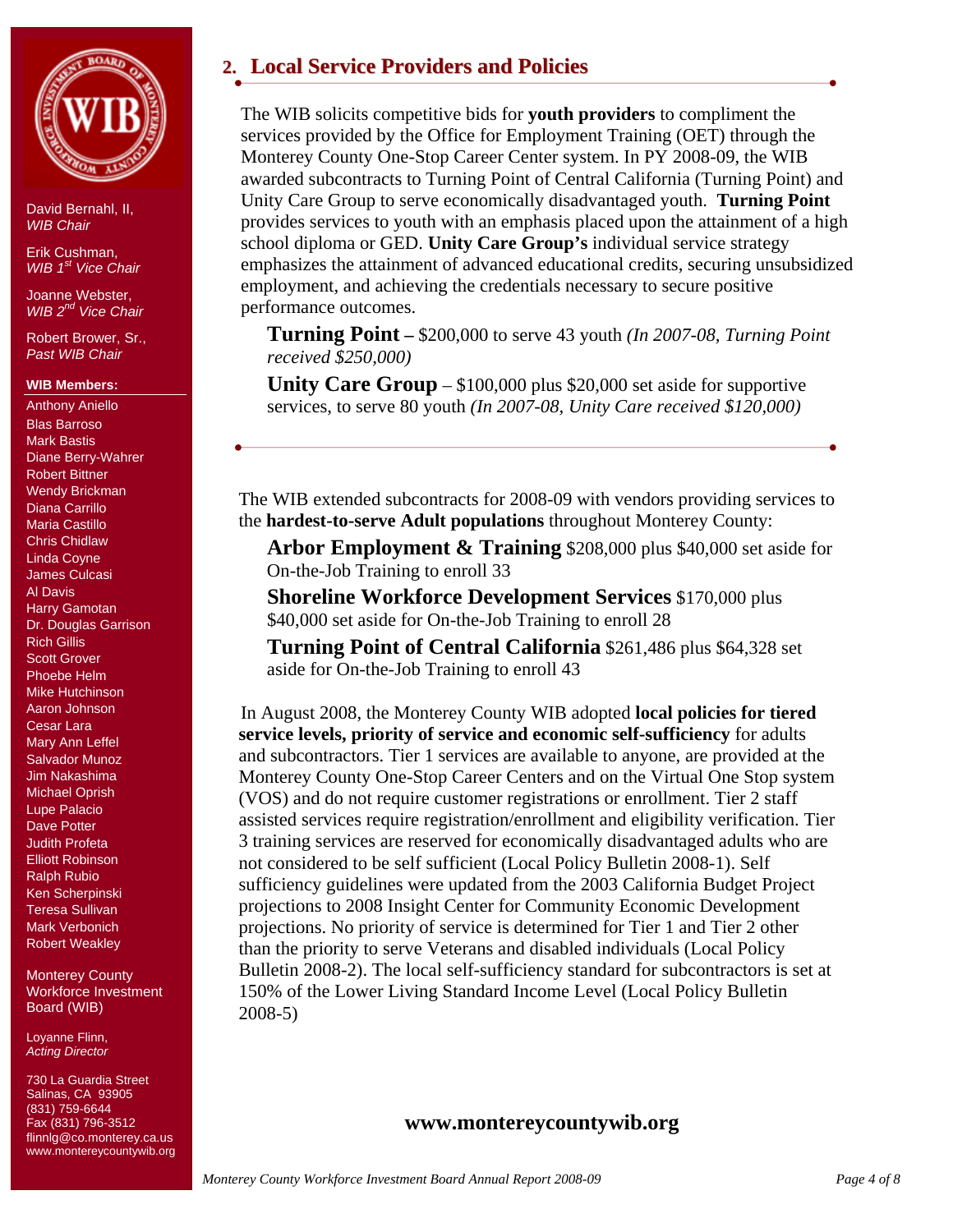David Bernahl, II,
*WIB Chair*

Erik Cushman,
*WIB 1st Vice Chair*

Joanne Webster,
*WIB 2nd Vice Chair*

Robert Brower, Sr.,
*Past WIB Chair*

**WIB Members:**

Anthony Aniello
Blas Barroso
Mark Bastis
Diane Berry-Wahrer
Robert Bittner
Wendy Brickman
Diana Carrillo
Maria Castillo
Chris Chidlaw
Linda Coyne
James Culcasi
Al Davis
Harry Gamotan
Dr. Douglas Garrison
Rich Gillis
Scott Grover
Phoebe Helm
Mike Hutchinson
Aaron Johnson
Cesar Lara
Mary Ann Leffel
Salvador Munoz
Jim Nakashima
Michael Oprish
Lupe Palacio
Dave Potter
Judith Profeta
Elliott Robinson
Ralph Rubio
Ken Scherpinski
Teresa Sullivan
Mark Verbonich
Robert Weakley

Monterey County Workforce Investment Board (WIB)

Loyanne Flinn,
*Acting Director*

730 La Guardia Street
Salinas, CA 93905
(831) 759-6644
Fax (831) 796-3512
flinnlg@co.monterey.ca.us
www.montereycountywib.org

## 2. Local Service Providers and Policies

The WIB solicits competitive bids for **youth providers** to compliment the services provided by the Office for Employment Training (OET) through the Monterey County One-Stop Career Center system. In PY 2008-09, the WIB awarded subcontracts to Turning Point of Central California (Turning Point) and Unity Care Group to serve economically disadvantaged youth. **Turning Point** provides services to youth with an emphasis placed upon the attainment of a high school diploma or GED. **Unity Care Group's** individual service strategy emphasizes the attainment of advanced educational credits, securing unsubsidized employment, and achieving the credentials necessary to secure positive performance outcomes.

**Turning Point –** $200,000 to serve 43 youth *(In 2007-08, Turning Point received $250,000)*

**Unity Care Group** – $100,000 plus $20,000 set aside for supportive services, to serve 80 youth *(In 2007-08, Unity Care received $120,000)*

The WIB extended subcontracts for 2008-09 with vendors providing services to the **hardest-to-serve Adult populations** throughout Monterey County:

**Arbor Employment & Training** $208,000 plus $40,000 set aside for On-the-Job Training to enroll 33

**Shoreline Workforce Development Services** $170,000 plus $40,000 set aside for On-the-Job Training to enroll 28

**Turning Point of Central California** $261,486 plus $64,328 set aside for On-the-Job Training to enroll 43

In August 2008, the Monterey County WIB adopted **local policies for tiered service levels, priority of service and economic self-sufficiency** for adults and subcontractors. Tier 1 services are available to anyone, are provided at the Monterey County One-Stop Career Centers and on the Virtual One Stop system (VOS) and do not require customer registrations or enrollment. Tier 2 staff assisted services require registration/enrollment and eligibility verification. Tier 3 training services are reserved for economically disadvantaged adults who are not considered to be self sufficient (Local Policy Bulletin 2008-1). Self sufficiency guidelines were updated from the 2003 California Budget Project projections to 2008 Insight Center for Community Economic Development projections. No priority of service is determined for Tier 1 and Tier 2 other than the priority to serve Veterans and disabled individuals (Local Policy Bulletin 2008-2). The local self-sufficiency standard for subcontractors is set at 150% of the Lower Living Standard Income Level (Local Policy Bulletin 2008-5)

**www.montereycountywib.org**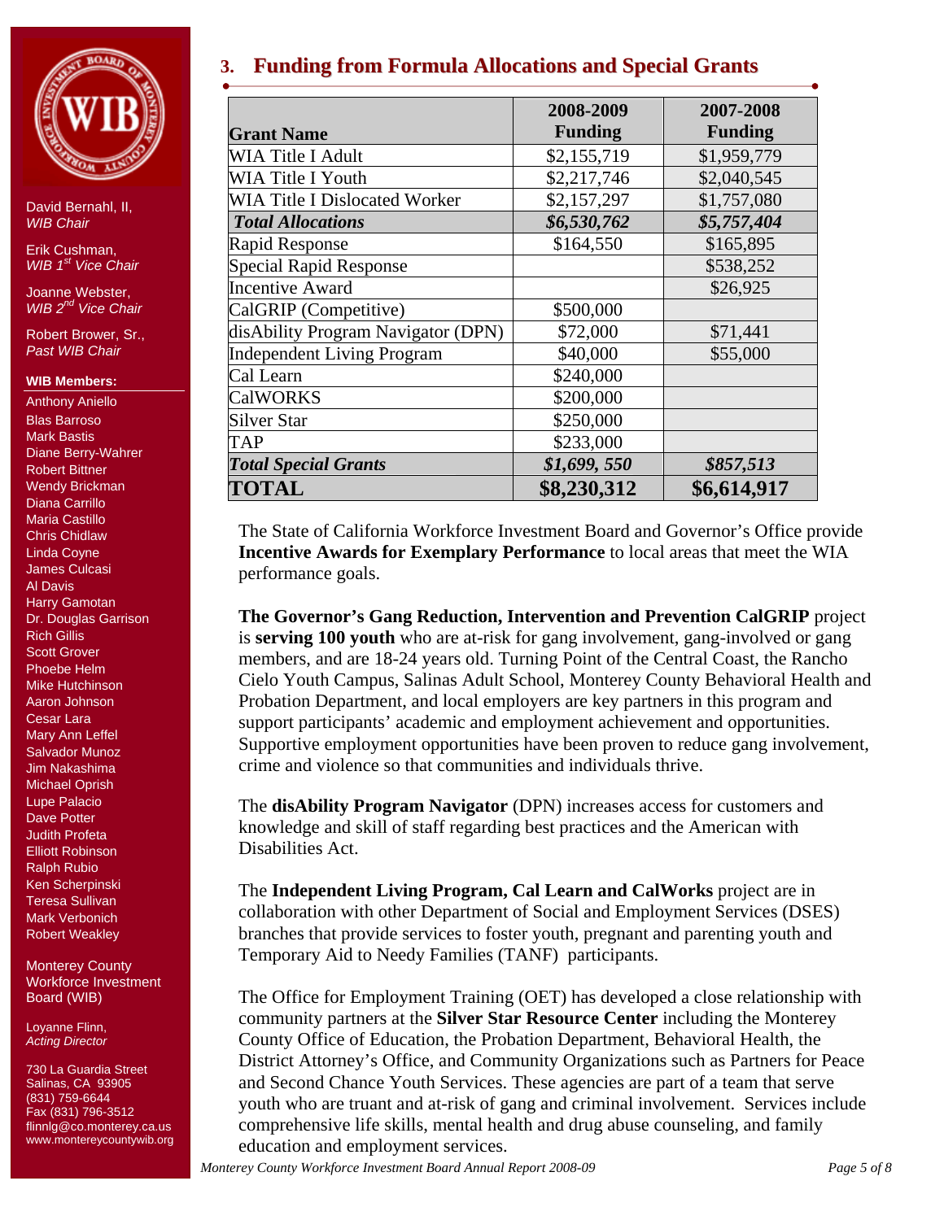David Bernahl, II,
*WIB Chair*

Erik Cushman,
*WIB 1st Vice Chair*

Joanne Webster,
*WIB 2nd Vice Chair*

Robert Brower, Sr.,
*Past WIB Chair*

**WIB Members:**

Anthony Aniello
Blas Barroso
Mark Bastis
Diane Berry-Wahrer
Robert Bittner
Wendy Brickman
Diana Carrillo
Maria Castillo
Chris Chidlaw
Linda Coyne
James Culcasi
Al Davis
Harry Gamotan
Dr. Douglas Garrison
Rich Gillis
Scott Grover
Phoebe Helm
Mike Hutchinson
Aaron Johnson
Cesar Lara
Mary Ann Leffel
Salvador Munoz
Jim Nakashima
Michael Oprish
Lupe Palacio
Dave Potter
Judith Profeta
Elliott Robinson
Ralph Rubio
Ken Scherpinski
Teresa Sullivan
Mark Verbonich
Robert Weakley

Monterey County Workforce Investment Board (WIB)

Loyanne Flinn,
*Acting Director*

730 La Guardia Street
Salinas, CA 93905
(831) 759-6644
Fax (831) 796-3512
flinnlg@co.monterey.ca.us
www.montereycountywib.org

## 3. Funding from Formula Allocations and Special Grants

| Grant Name | 2008-2009 Funding | 2007-2008 Funding |
|---|---|---|
| WIA Title I Adult | $2,155,719 | $1,959,779 |
| WIA Title I Youth | $2,217,746 | $2,040,545 |
| WIA Title I Dislocated Worker | $2,157,297 | $1,757,080 |
| ***Total Allocations*** | ***$6,530,762*** | ***$5,757,404*** |
| Rapid Response | $164,550 | $165,895 |
| Special Rapid Response | | $538,252 |
| Incentive Award | | $26,925 |
| CalGRIP (Competitive) | $500,000 | |
| disAbility Program Navigator (DPN) | $72,000 | $71,441 |
| Independent Living Program | $40,000 | $55,000 |
| Cal Learn | $240,000 | |
| CalWORKS | $200,000 | |
| Silver Star | $250,000 | |
| TAP | $233,000 | |
| ***Total Special Grants*** | ***$1,699, 550*** | ***$857,513*** |
| **TOTAL** | **$8,230,312** | **$6,614,917** |

The State of California Workforce Investment Board and Governor's Office provide **Incentive Awards for Exemplary Performance** to local areas that meet the WIA performance goals.

**The Governor's Gang Reduction, Intervention and Prevention CalGRIP** project is **serving 100 youth** who are at-risk for gang involvement, gang-involved or gang members, and are 18-24 years old. Turning Point of the Central Coast, the Rancho Cielo Youth Campus, Salinas Adult School, Monterey County Behavioral Health and Probation Department, and local employers are key partners in this program and support participants' academic and employment achievement and opportunities. Supportive employment opportunities have been proven to reduce gang involvement, crime and violence so that communities and individuals thrive.

The **disAbility Program Navigator** (DPN) increases access for customers and knowledge and skill of staff regarding best practices and the American with Disabilities Act.

The **Independent Living Program, Cal Learn and CalWorks** project are in collaboration with other Department of Social and Employment Services (DSES) branches that provide services to foster youth, pregnant and parenting youth and Temporary Aid to Needy Families (TANF) participants.

The Office for Employment Training (OET) has developed a close relationship with community partners at the **Silver Star Resource Center** including the Monterey County Office of Education, the Probation Department, Behavioral Health, the District Attorney's Office, and Community Organizations such as Partners for Peace and Second Chance Youth Services. These agencies are part of a team that serve youth who are truant and at-risk of gang and criminal involvement. Services include comprehensive life skills, mental health and drug abuse counseling, and family education and employment services.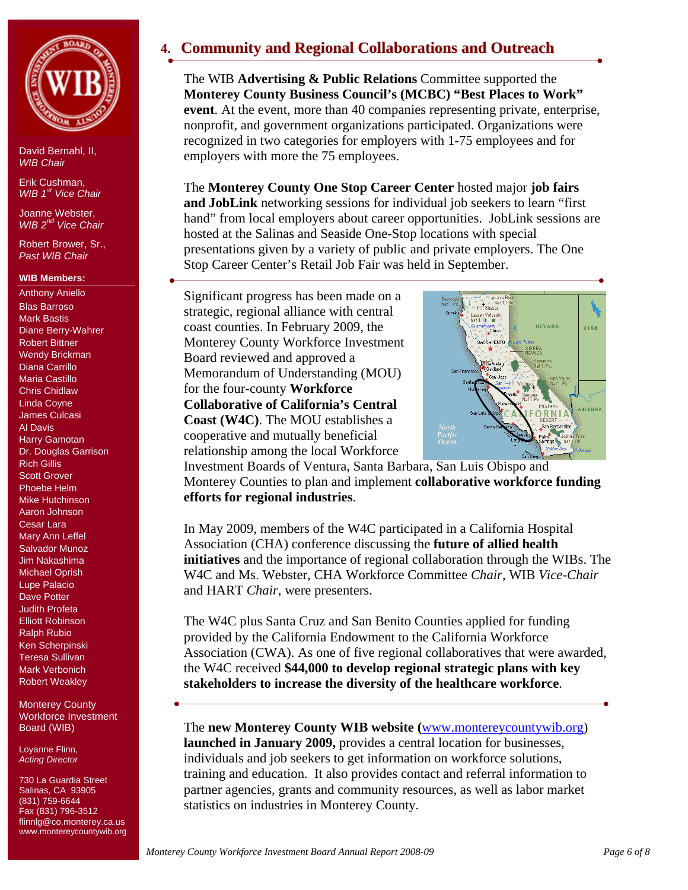David Bernahl, II,
*WIB Chair*

Erik Cushman,
*WIB 1st Vice Chair*

Joanne Webster,
*WIB 2nd Vice Chair*

Robert Brower, Sr.,
*Past WIB Chair*

**WIB Members:**

Anthony Aniello
Blas Barroso
Mark Bastis
Diane Berry-Wahrer
Robert Bittner
Wendy Brickman
Diana Carrillo
Maria Castillo
Chris Chidlaw
Linda Coyne
James Culcasi
Al Davis
Harry Gamotan
Dr. Douglas Garrison
Rich Gillis
Scott Grover
Phoebe Helm
Mike Hutchinson
Aaron Johnson
Cesar Lara
Mary Ann Leffel
Salvador Munoz
Jim Nakashima
Michael Oprish
Lupe Palacio
Dave Potter
Judith Profeta
Elliott Robinson
Ralph Rubio
Ken Scherpinski
Teresa Sullivan
Mark Verbonich
Robert Weakley

Monterey County Workforce Investment Board (WIB)

Loyanne Flinn,
*Acting Director*

730 La Guardia Street
Salinas, CA 93905
(831) 759-6644
Fax (831) 796-3512
flinnlg@co.monterey.ca.us
www.montereycountywib.org

## 4. Community and Regional Collaborations and Outreach

The WIB **Advertising & Public Relations** Committee supported the **Monterey County Business Council's (MCBC) "Best Places to Work" event**. At the event, more than 40 companies representing private, enterprise, nonprofit, and government organizations participated. Organizations were recognized in two categories for employers with 1-75 employees and for employers with more the 75 employees.

The **Monterey County One Stop Career Center** hosted major **job fairs and JobLink** networking sessions for individual job seekers to learn "first hand" from local employers about career opportunities. JobLink sessions are hosted at the Salinas and Seaside One-Stop locations with special presentations given by a variety of public and private employers. The One Stop Career Center's Retail Job Fair was held in September.

Significant progress has been made on a strategic, regional alliance with central coast counties. In February 2009, the Monterey County Workforce Investment Board reviewed and approved a Memorandum of Understanding (MOU) for the four-county **Workforce Collaborative of California's Central Coast (W4C)**. The MOU establishes a cooperative and mutually beneficial relationship among the local Workforce Investment Boards of Ventura, Santa Barbara, San Luis Obispo and Monterey Counties to plan and implement **collaborative workforce funding efforts for regional industries**.

In May 2009, members of the W4C participated in a California Hospital Association (CHA) conference discussing the **future of allied health initiatives** and the importance of regional collaboration through the WIBs. The W4C and Ms. Webster, CHA Workforce Committee *Chair*, WIB *Vice-Chair* and HART *Chair*, were presenters.

The W4C plus Santa Cruz and San Benito Counties applied for funding provided by the California Endowment to the California Workforce Association (CWA). As one of five regional collaboratives that were awarded, the W4C received **$44,000 to develop regional strategic plans with key stakeholders to increase the diversity of the healthcare workforce**.

The **new Monterey County WIB website (**www.montereycountywib.org**) launched in January 2009,** provides a central location for businesses, individuals and job seekers to get information on workforce solutions, training and education. It also provides contact and referral information to partner agencies, grants and community resources, as well as labor market statistics on industries in Monterey County.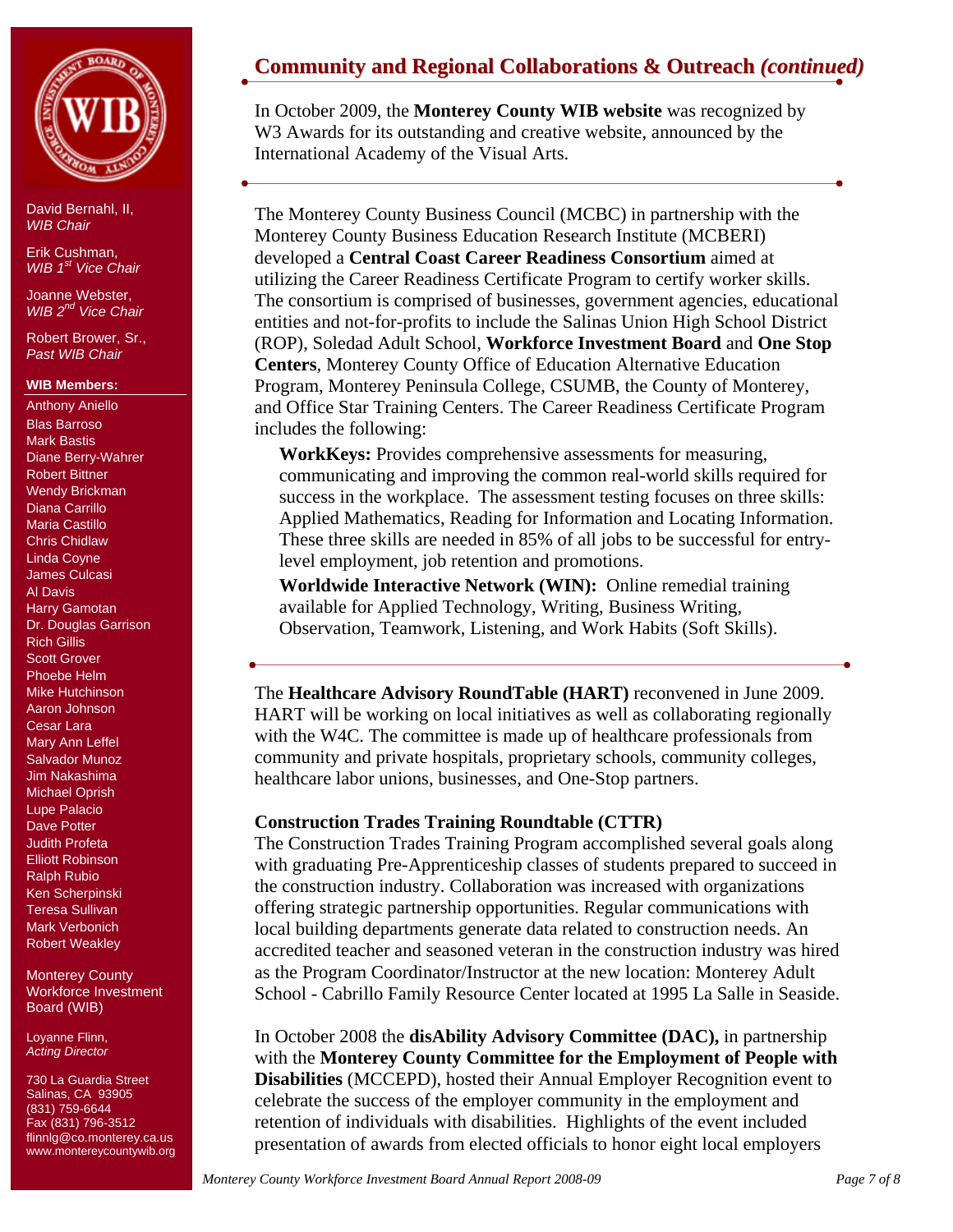David Bernahl, II,
*WIB Chair*

Erik Cushman,
*WIB 1st Vice Chair*

Joanne Webster,
*WIB 2nd Vice Chair*

Robert Brower, Sr.,
*Past WIB Chair*

**WIB Members:**

Anthony Aniello
Blas Barroso
Mark Bastis
Diane Berry-Wahrer
Robert Bittner
Wendy Brickman
Diana Carrillo
Maria Castillo
Chris Chidlaw
Linda Coyne
James Culcasi
Al Davis
Harry Gamotan
Dr. Douglas Garrison
Rich Gillis
Scott Grover
Phoebe Helm
Mike Hutchinson
Aaron Johnson
Cesar Lara
Mary Ann Leffel
Salvador Munoz
Jim Nakashima
Michael Oprish
Lupe Palacio
Dave Potter
Judith Profeta
Elliott Robinson
Ralph Rubio
Ken Scherpinski
Teresa Sullivan
Mark Verbonich
Robert Weakley

Monterey County Workforce Investment Board (WIB)

Loyanne Flinn,
*Acting Director*

730 La Guardia Street
Salinas, CA 93905
(831) 759-6644
Fax (831) 796-3512
flinnlg@co.monterey.ca.us
www.montereycountywib.org

## Community and Regional Collaborations & Outreach *(continued)*

In October 2009, the **Monterey County WIB website** was recognized by W3 Awards for its outstanding and creative website, announced by the International Academy of the Visual Arts.

---

The Monterey County Business Council (MCBC) in partnership with the Monterey County Business Education Research Institute (MCBERI) developed a **Central Coast Career Readiness Consortium** aimed at utilizing the Career Readiness Certificate Program to certify worker skills. The consortium is comprised of businesses, government agencies, educational entities and not-for-profits to include the Salinas Union High School District (ROP), Soledad Adult School, **Workforce Investment Board** and **One Stop Centers**, Monterey County Office of Education Alternative Education Program, Monterey Peninsula College, CSUMB, the County of Monterey, and Office Star Training Centers. The Career Readiness Certificate Program includes the following:

**WorkKeys:** Provides comprehensive assessments for measuring, communicating and improving the common real-world skills required for success in the workplace. The assessment testing focuses on three skills: Applied Mathematics, Reading for Information and Locating Information. These three skills are needed in 85% of all jobs to be successful for entry-level employment, job retention and promotions.

**Worldwide Interactive Network (WIN):** Online remedial training available for Applied Technology, Writing, Business Writing, Observation, Teamwork, Listening, and Work Habits (Soft Skills).

---

The **Healthcare Advisory RoundTable (HART)** reconvened in June 2009. HART will be working on local initiatives as well as collaborating regionally with the W4C. The committee is made up of healthcare professionals from community and private hospitals, proprietary schools, community colleges, healthcare labor unions, businesses, and One-Stop partners.

**Construction Trades Training Roundtable (CTTR)**

The Construction Trades Training Program accomplished several goals along with graduating Pre-Apprenticeship classes of students prepared to succeed in the construction industry. Collaboration was increased with organizations offering strategic partnership opportunities. Regular communications with local building departments generate data related to construction needs. An accredited teacher and seasoned veteran in the construction industry was hired as the Program Coordinator/Instructor at the new location: Monterey Adult School - Cabrillo Family Resource Center located at 1995 La Salle in Seaside.

In October 2008 the **disAbility Advisory Committee (DAC),** in partnership with the **Monterey County Committee for the Employment of People with Disabilities** (MCCEPD), hosted their Annual Employer Recognition event to celebrate the success of the employer community in the employment and retention of individuals with disabilities. Highlights of the event included presentation of awards from elected officials to honor eight local employers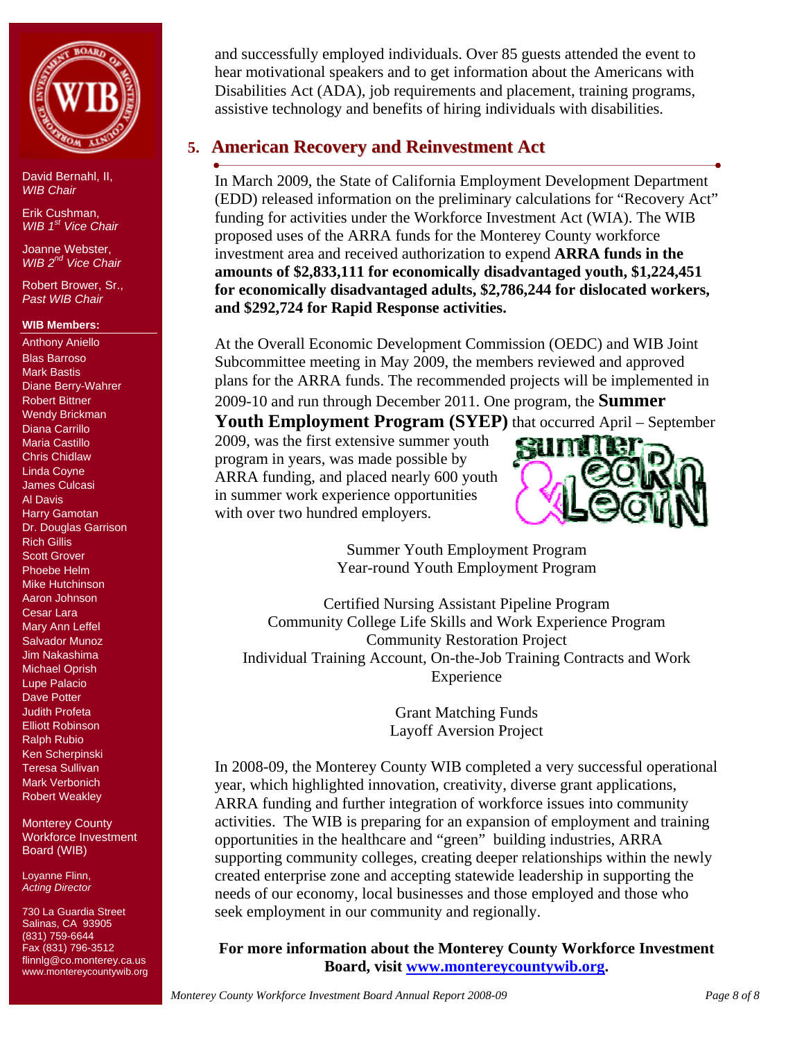David Bernahl, II,
*WIB Chair*

Erik Cushman,
*WIB 1st Vice Chair*

Joanne Webster,
*WIB 2nd Vice Chair*

Robert Brower, Sr.,
*Past WIB Chair*

**WIB Members:**

Anthony Aniello
Blas Barroso
Mark Bastis
Diane Berry-Wahrer
Robert Bittner
Wendy Brickman
Diana Carrillo
Maria Castillo
Chris Chidlaw
Linda Coyne
James Culcasi
Al Davis
Harry Gamotan
Dr. Douglas Garrison
Rich Gillis
Scott Grover
Phoebe Helm
Mike Hutchinson
Aaron Johnson
Cesar Lara
Mary Ann Leffel
Salvador Munoz
Jim Nakashima
Michael Oprish
Lupe Palacio
Dave Potter
Judith Profeta
Elliott Robinson
Ralph Rubio
Ken Scherpinski
Teresa Sullivan
Mark Verbonich
Robert Weakley

Monterey County Workforce Investment Board (WIB)

Loyanne Flinn,
*Acting Director*

730 La Guardia Street
Salinas, CA 93905
(831) 759-6644
Fax (831) 796-3512
flinnlg@co.monterey.ca.us
www.montereycountywib.org

and successfully employed individuals. Over 85 guests attended the event to hear motivational speakers and to get information about the Americans with Disabilities Act (ADA), job requirements and placement, training programs, assistive technology and benefits of hiring individuals with disabilities.

## 5. American Recovery and Reinvestment Act

In March 2009, the State of California Employment Development Department (EDD) released information on the preliminary calculations for "Recovery Act" funding for activities under the Workforce Investment Act (WIA). The WIB proposed uses of the ARRA funds for the Monterey County workforce investment area and received authorization to expend **ARRA funds in the amounts of $2,833,111 for economically disadvantaged youth, $1,224,451 for economically disadvantaged adults, $2,786,244 for dislocated workers, and $292,724 for Rapid Response activities.**

At the Overall Economic Development Commission (OEDC) and WIB Joint Subcommittee meeting in May 2009, the members reviewed and approved plans for the ARRA funds. The recommended projects will be implemented in 2009-10 and run through December 2011. One program, the **Summer Youth Employment Program (SYEP)** that occurred April – September 2009, was the first extensive summer youth program in years, was made possible by ARRA funding, and placed nearly 600 youth in summer work experience opportunities with over two hundred employers.

Summer Earn & Learn

Summer Youth Employment Program
Year-round Youth Employment Program

Certified Nursing Assistant Pipeline Program
Community College Life Skills and Work Experience Program
Community Restoration Project
Individual Training Account, On-the-Job Training Contracts and Work Experience

Grant Matching Funds
Layoff Aversion Project

In 2008-09, the Monterey County WIB completed a very successful operational year, which highlighted innovation, creativity, diverse grant applications, ARRA funding and further integration of workforce issues into community activities. The WIB is preparing for an expansion of employment and training opportunities in the healthcare and "green" building industries, ARRA supporting community colleges, creating deeper relationships within the newly created enterprise zone and accepting statewide leadership in supporting the needs of our economy, local businesses and those employed and those who seek employment in our community and regionally.

**For more information about the Monterey County Workforce Investment Board, visit [www.montereycountywib.org](http://www.montereycountywib.org).**